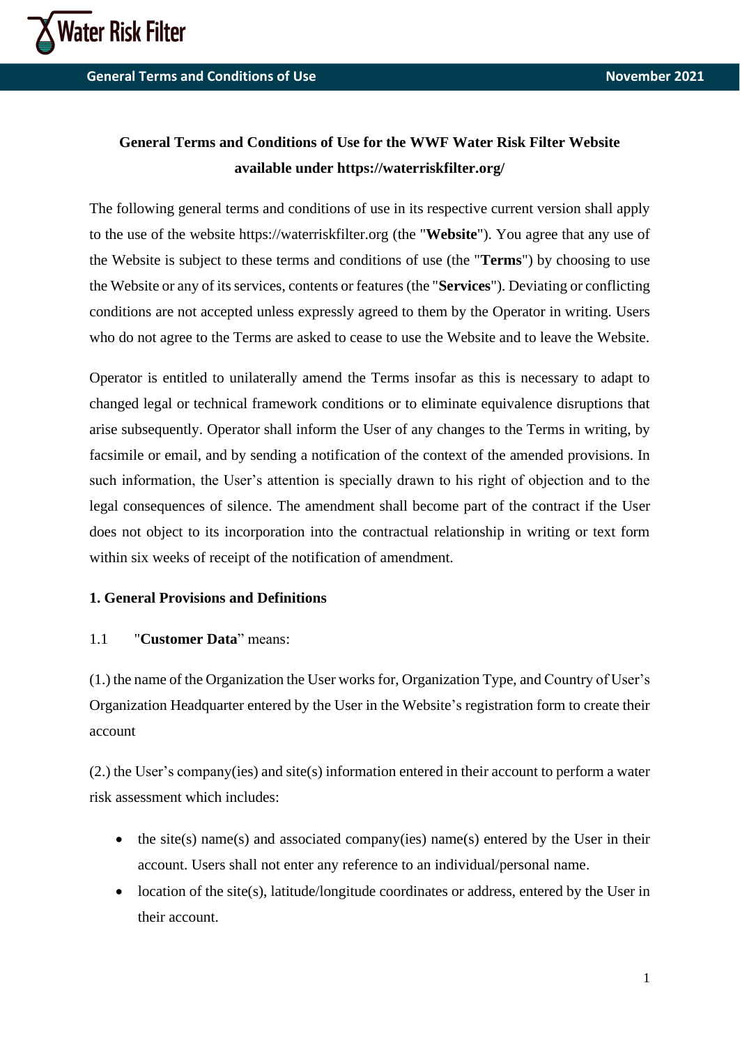# General Terms and Conditions of Use for the WWF Water Risk Filter Website available under https://waterriskfilter.org/

The following general terms and conditions of use in its respective current version shall apply to the use of the website https://waterriskfilter.org (the "**Website**"). You agree that any use of the Website is subject to these terms and conditions of use (the "**Terms**") by choosing to use the Website or any of its services, contents or features (the "**Services**"). Deviating or conflicting conditions are not accepted unless expressly agreed to them by the Operator in writing. Users who do not agree to the Terms are asked to cease to use the Website and to leave the Website.

Operator is entitled to unilaterally amend the Terms insofar as this is necessary to adapt to changed legal or technical framework conditions or to eliminate equivalence disruptions that arise subsequently. Operator shall inform the User of any changes to the Terms in writing, by facsimile or email, and by sending a notification of the context of the amended provisions. In such information, the User's attention is specially drawn to his right of objection and to the legal consequences of silence. The amendment shall become part of the contract if the User does not object to its incorporation into the contractual relationship in writing or text form within six weeks of receipt of the notification of amendment.

## 1. General Provisions and Definitions

1.1 "**Customer Data**" means:

(1.) the name of the Organization the User works for, Organization Type, and Country of User's Organization Headquarter entered by the User in the Website's registration form to create their account

(2.) the User's company(ies) and site(s) information entered in their account to perform a water risk assessment which includes:

- the site(s) name(s) and associated company(ies) name(s) entered by the User in their account. Users shall not enter any reference to an individual/personal name.
- location of the site(s), latitude/longitude coordinates or address, entered by the User in their account.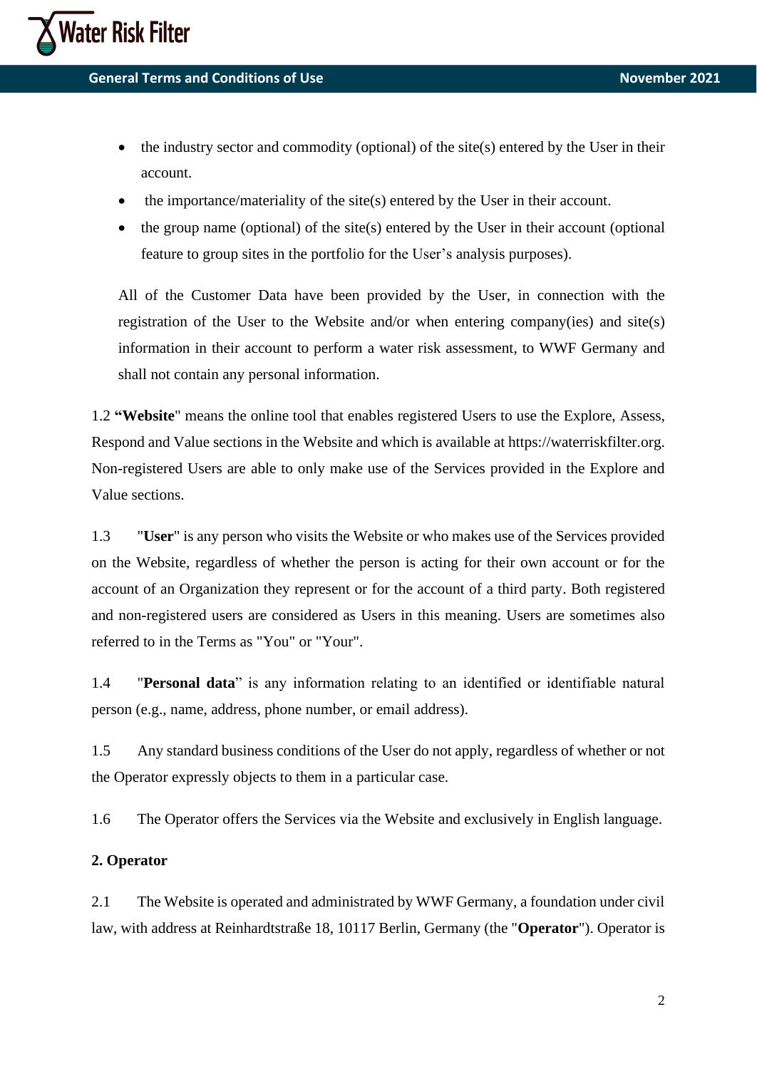- the industry sector and commodity (optional) of the site(s) entered by the User in their account.
- the importance/materiality of the site(s) entered by the User in their account.
- the group name (optional) of the site(s) entered by the User in their account (optional feature to group sites in the portfolio for the User's analysis purposes).

All of the Customer Data have been provided by the User, in connection with the registration of the User to the Website and/or when entering company(ies) and site(s) information in their account to perform a water risk assessment, to WWF Germany and shall not contain any personal information.

1.2 **"Website**" means the online tool that enables registered Users to use the Explore, Assess, Respond and Value sections in the Website and which is available at https://waterriskfilter.org. Non-registered Users are able to only make use of the Services provided in the Explore and Value sections.

1.3 "**User**" is any person who visits the Website or who makes use of the Services provided on the Website, regardless of whether the person is acting for their own account or for the account of an Organization they represent or for the account of a third party. Both registered and non-registered users are considered as Users in this meaning. Users are sometimes also referred to in the Terms as "You" or "Your".

1.4 "**Personal data**" is any information relating to an identified or identifiable natural person (e.g., name, address, phone number, or email address).

1.5 Any standard business conditions of the User do not apply, regardless of whether or not the Operator expressly objects to them in a particular case.

1.6 The Operator offers the Services via the Website and exclusively in English language.

**2. Operator**

2.1 The Website is operated and administrated by WWF Germany, a foundation under civil law, with address at Reinhardtstraße 18, 10117 Berlin, Germany (the "**Operator**"). Operator is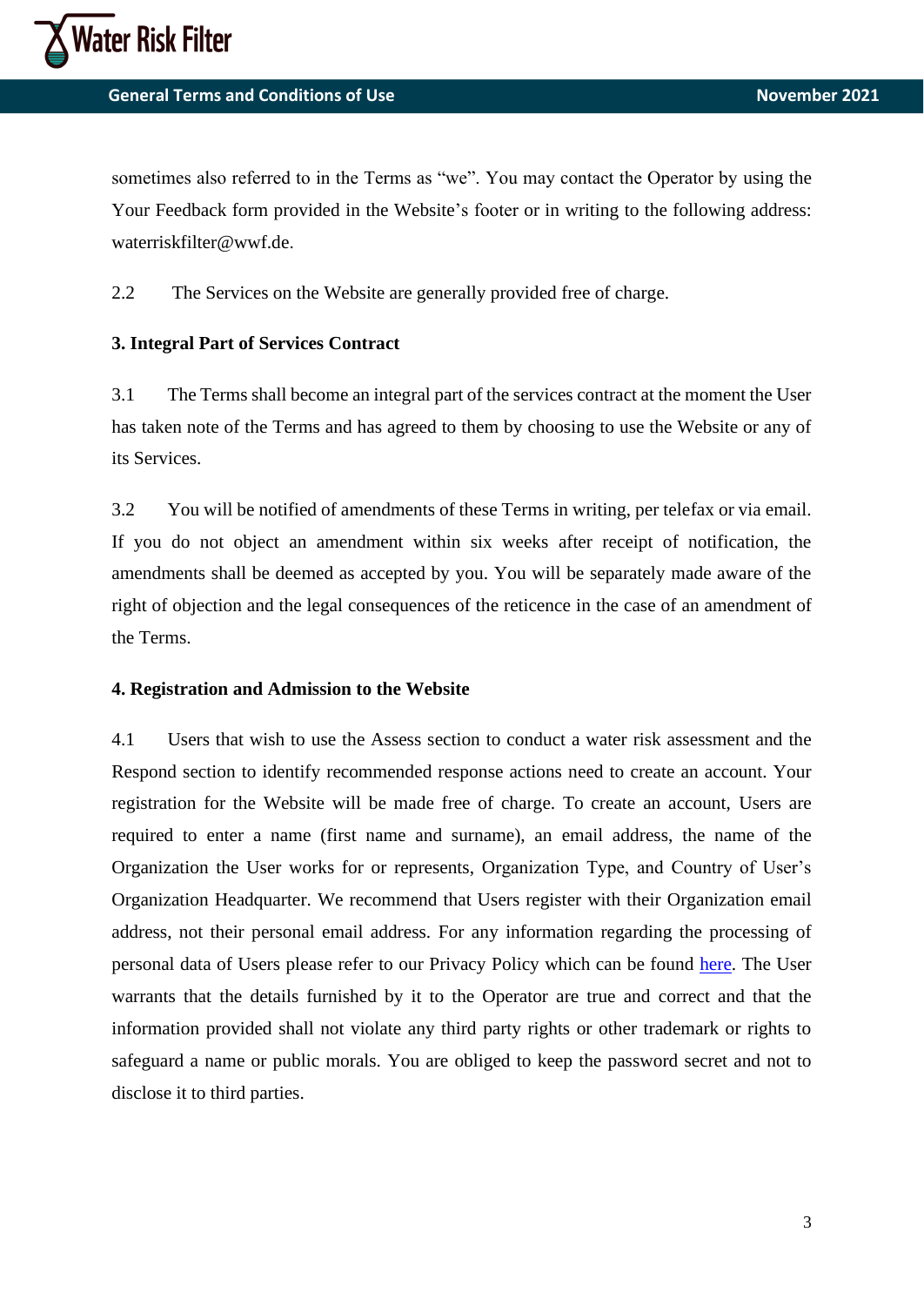sometimes also referred to in the Terms as "we". You may contact the Operator by using the Your Feedback form provided in the Website's footer or in writing to the following address: waterriskfilter@wwf.de.

2.2 The Services on the Website are generally provided free of charge.

**3. Integral Part of Services Contract**

3.1 The Terms shall become an integral part of the services contract at the moment the User has taken note of the Terms and has agreed to them by choosing to use the Website or any of its Services.

3.2 You will be notified of amendments of these Terms in writing, per telefax or via email. If you do not object an amendment within six weeks after receipt of notification, the amendments shall be deemed as accepted by you. You will be separately made aware of the right of objection and the legal consequences of the reticence in the case of an amendment of the Terms.

**4. Registration and Admission to the Website**

4.1 Users that wish to use the Assess section to conduct a water risk assessment and the Respond section to identify recommended response actions need to create an account. Your registration for the Website will be made free of charge. To create an account, Users are required to enter a name (first name and surname), an email address, the name of the Organization the User works for or represents, Organization Type, and Country of User's Organization Headquarter. We recommend that Users register with their Organization email address, not their personal email address. For any information regarding the processing of personal data of Users please refer to our Privacy Policy which can be found here. The User warrants that the details furnished by it to the Operator are true and correct and that the information provided shall not violate any third party rights or other trademark or rights to safeguard a name or public morals. You are obliged to keep the password secret and not to disclose it to third parties.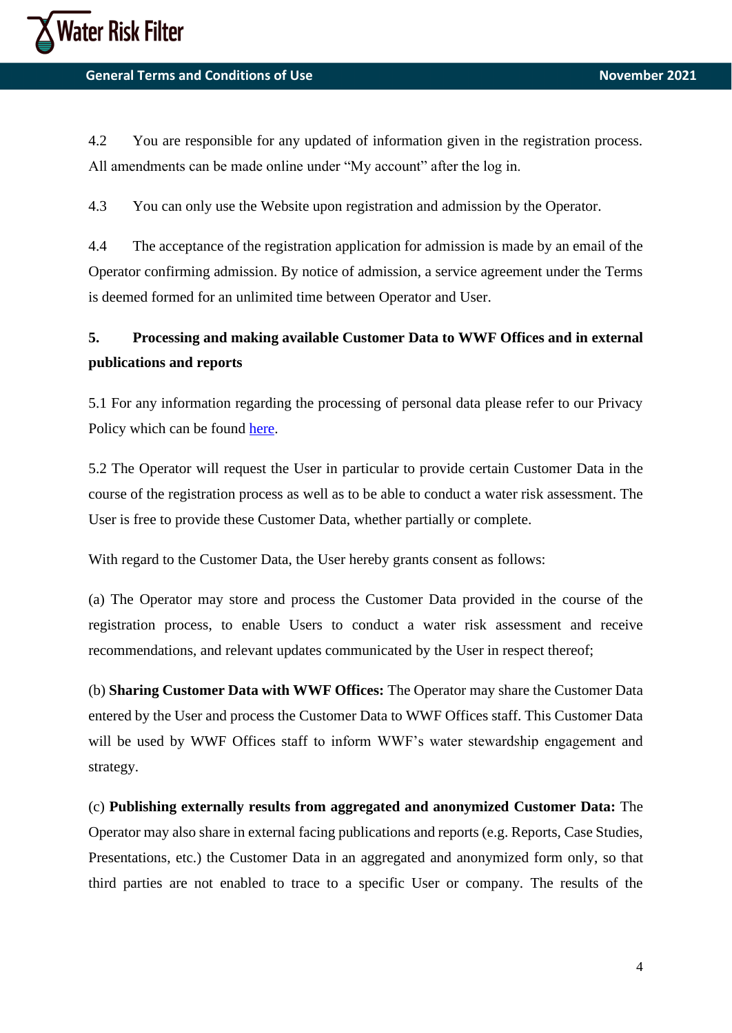4.2 You are responsible for any updated of information given in the registration process. All amendments can be made online under "My account" after the log in.

4.3 You can only use the Website upon registration and admission by the Operator.

4.4 The acceptance of the registration application for admission is made by an email of the Operator confirming admission. By notice of admission, a service agreement under the Terms is deemed formed for an unlimited time between Operator and User.

## 5. Processing and making available Customer Data to WWF Offices and in external publications and reports

5.1 For any information regarding the processing of personal data please refer to our Privacy Policy which can be found here.

5.2 The Operator will request the User in particular to provide certain Customer Data in the course of the registration process as well as to be able to conduct a water risk assessment. The User is free to provide these Customer Data, whether partially or complete.

With regard to the Customer Data, the User hereby grants consent as follows:

(a) The Operator may store and process the Customer Data provided in the course of the registration process, to enable Users to conduct a water risk assessment and receive recommendations, and relevant updates communicated by the User in respect thereof;

(b) **Sharing Customer Data with WWF Offices:** The Operator may share the Customer Data entered by the User and process the Customer Data to WWF Offices staff. This Customer Data will be used by WWF Offices staff to inform WWF's water stewardship engagement and strategy.

(c) **Publishing externally results from aggregated and anonymized Customer Data:** The Operator may also share in external facing publications and reports (e.g. Reports, Case Studies, Presentations, etc.) the Customer Data in an aggregated and anonymized form only, so that third parties are not enabled to trace to a specific User or company. The results of the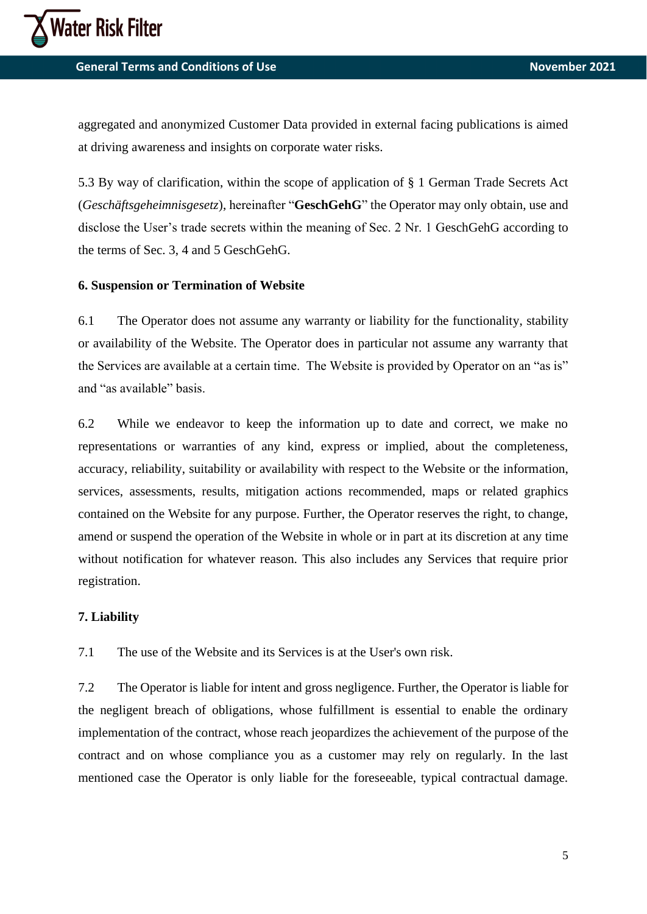aggregated and anonymized Customer Data provided in external facing publications is aimed at driving awareness and insights on corporate water risks.

5.3 By way of clarification, within the scope of application of § 1 German Trade Secrets Act (*Geschäftsgeheimnisgesetz*), hereinafter "**GeschGehG**" the Operator may only obtain, use and disclose the User's trade secrets within the meaning of Sec. 2 Nr. 1 GeschGehG according to the terms of Sec. 3, 4 and 5 GeschGehG.

**6. Suspension or Termination of Website**

6.1 The Operator does not assume any warranty or liability for the functionality, stability or availability of the Website. The Operator does in particular not assume any warranty that the Services are available at a certain time. The Website is provided by Operator on an "as is" and "as available" basis.

6.2 While we endeavor to keep the information up to date and correct, we make no representations or warranties of any kind, express or implied, about the completeness, accuracy, reliability, suitability or availability with respect to the Website or the information, services, assessments, results, mitigation actions recommended, maps or related graphics contained on the Website for any purpose. Further, the Operator reserves the right, to change, amend or suspend the operation of the Website in whole or in part at its discretion at any time without notification for whatever reason. This also includes any Services that require prior registration.

**7. Liability**

7.1 The use of the Website and its Services is at the User's own risk.

7.2 The Operator is liable for intent and gross negligence. Further, the Operator is liable for the negligent breach of obligations, whose fulfillment is essential to enable the ordinary implementation of the contract, whose reach jeopardizes the achievement of the purpose of the contract and on whose compliance you as a customer may rely on regularly. In the last mentioned case the Operator is only liable for the foreseeable, typical contractual damage.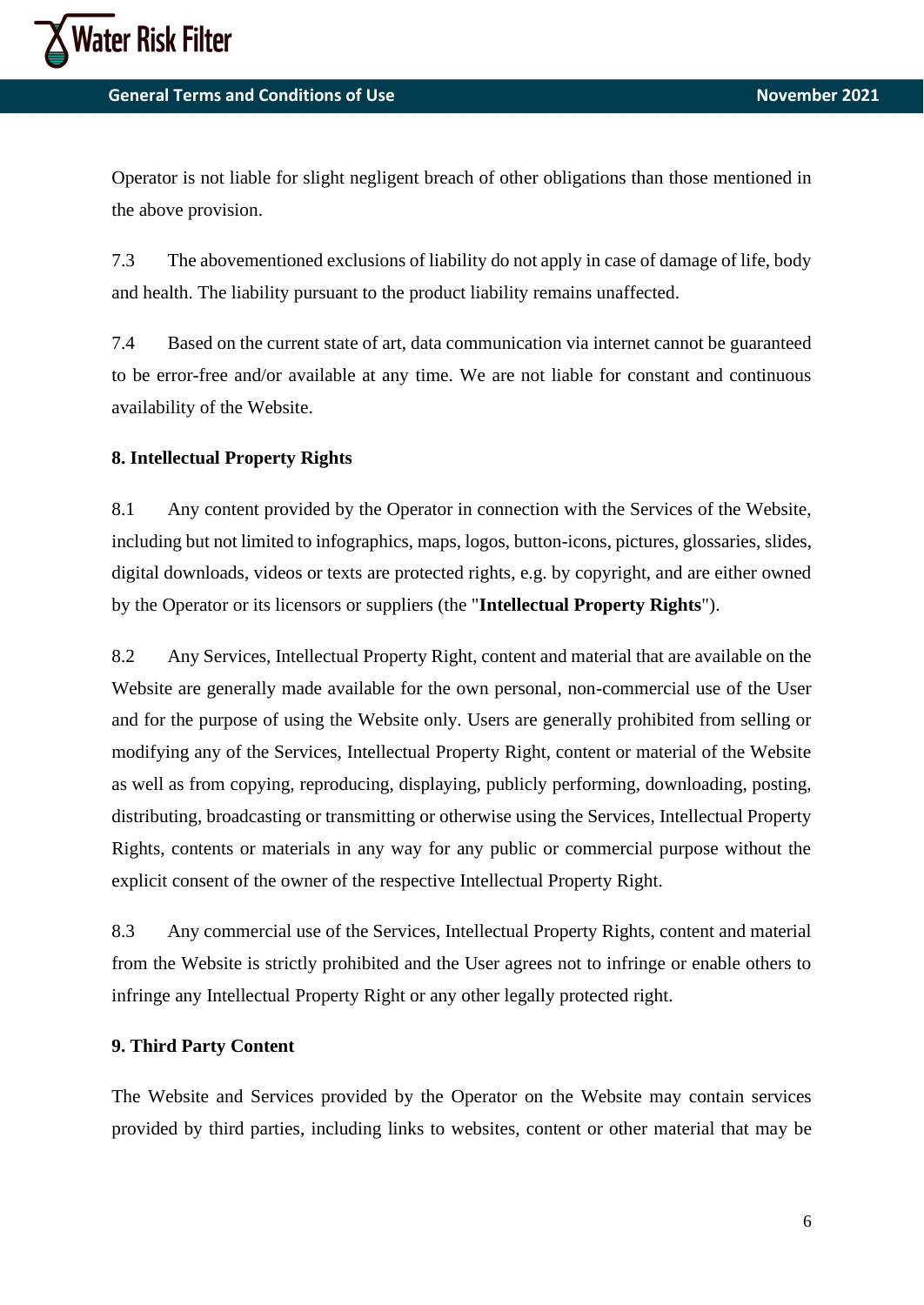Operator is not liable for slight negligent breach of other obligations than those mentioned in the above provision.

7.3 The abovementioned exclusions of liability do not apply in case of damage of life, body and health. The liability pursuant to the product liability remains unaffected.

7.4 Based on the current state of art, data communication via internet cannot be guaranteed to be error-free and/or available at any time. We are not liable for constant and continuous availability of the Website.

**8. Intellectual Property Rights**

8.1 Any content provided by the Operator in connection with the Services of the Website, including but not limited to infographics, maps, logos, button-icons, pictures, glossaries, slides, digital downloads, videos or texts are protected rights, e.g. by copyright, and are either owned by the Operator or its licensors or suppliers (the "**Intellectual Property Rights**").

8.2 Any Services, Intellectual Property Right, content and material that are available on the Website are generally made available for the own personal, non-commercial use of the User and for the purpose of using the Website only. Users are generally prohibited from selling or modifying any of the Services, Intellectual Property Right, content or material of the Website as well as from copying, reproducing, displaying, publicly performing, downloading, posting, distributing, broadcasting or transmitting or otherwise using the Services, Intellectual Property Rights, contents or materials in any way for any public or commercial purpose without the explicit consent of the owner of the respective Intellectual Property Right.

8.3 Any commercial use of the Services, Intellectual Property Rights, content and material from the Website is strictly prohibited and the User agrees not to infringe or enable others to infringe any Intellectual Property Right or any other legally protected right.

**9. Third Party Content**

The Website and Services provided by the Operator on the Website may contain services provided by third parties, including links to websites, content or other material that may be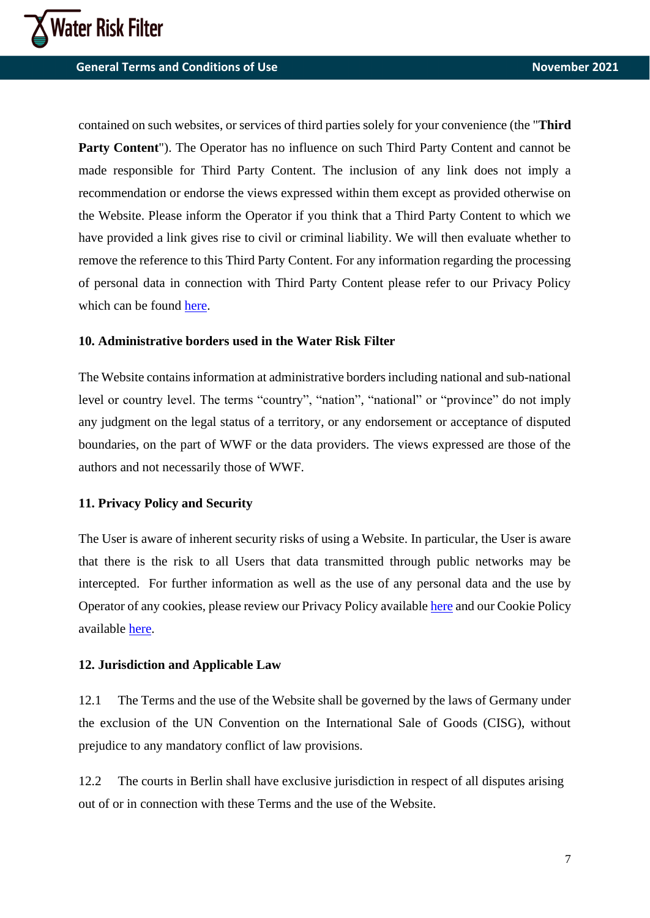contained on such websites, or services of third parties solely for your convenience (the "**Third Party Content**"). The Operator has no influence on such Third Party Content and cannot be made responsible for Third Party Content. The inclusion of any link does not imply a recommendation or endorse the views expressed within them except as provided otherwise on the Website. Please inform the Operator if you think that a Third Party Content to which we have provided a link gives rise to civil or criminal liability. We will then evaluate whether to remove the reference to this Third Party Content. For any information regarding the processing of personal data in connection with Third Party Content please refer to our Privacy Policy which can be found here.

## 10. Administrative borders used in the Water Risk Filter

The Website contains information at administrative borders including national and sub-national level or country level. The terms "country", "nation", "national" or "province" do not imply any judgment on the legal status of a territory, or any endorsement or acceptance of disputed boundaries, on the part of WWF or the data providers. The views expressed are those of the authors and not necessarily those of WWF.

## 11. Privacy Policy and Security

The User is aware of inherent security risks of using a Website. In particular, the User is aware that there is the risk to all Users that data transmitted through public networks may be intercepted. For further information as well as the use of any personal data and the use by Operator of any cookies, please review our Privacy Policy available here and our Cookie Policy available here.

## 12. Jurisdiction and Applicable Law

12.1 The Terms and the use of the Website shall be governed by the laws of Germany under the exclusion of the UN Convention on the International Sale of Goods (CISG), without prejudice to any mandatory conflict of law provisions.

12.2 The courts in Berlin shall have exclusive jurisdiction in respect of all disputes arising out of or in connection with these Terms and the use of the Website.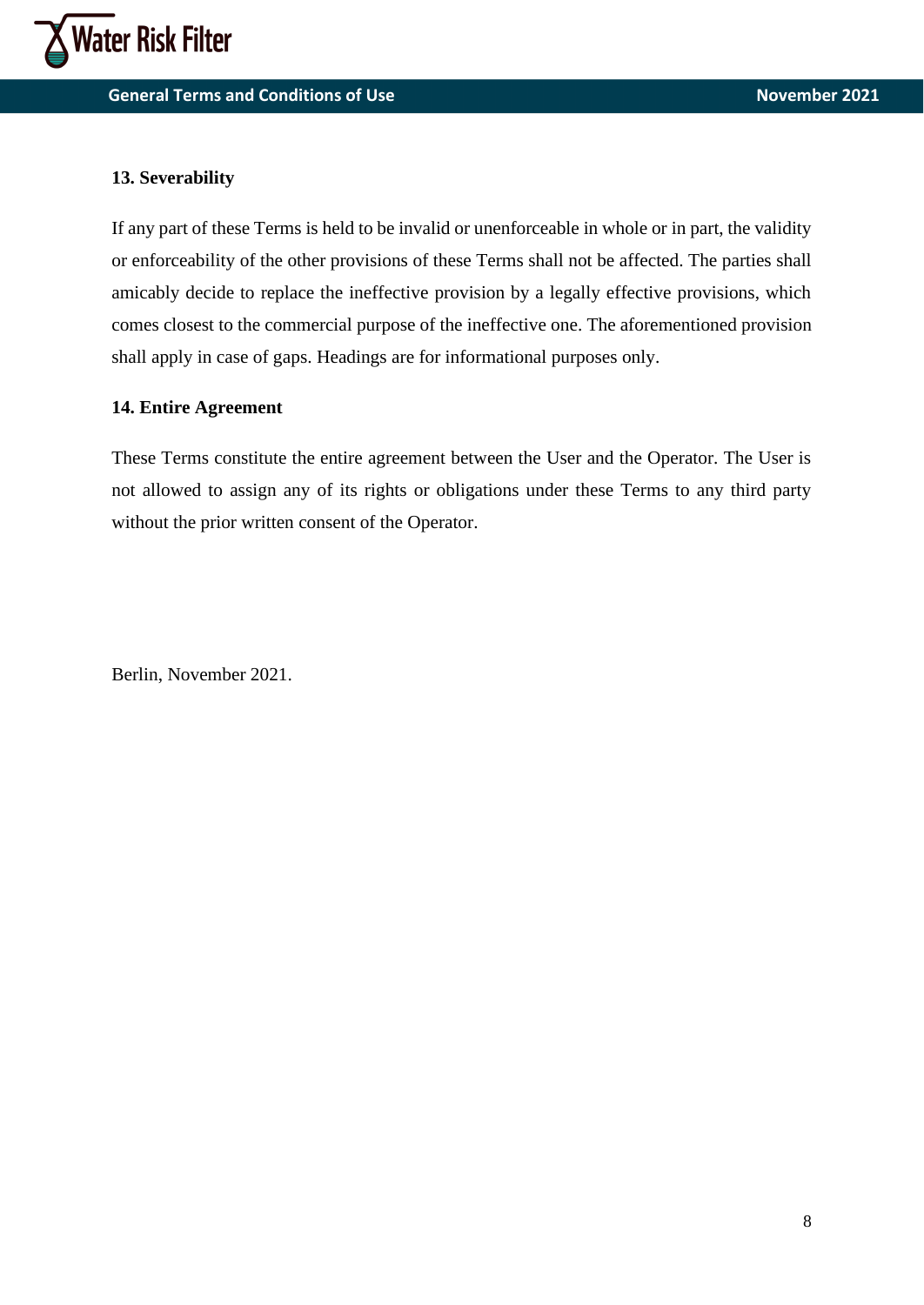**13. Severability**

If any part of these Terms is held to be invalid or unenforceable in whole or in part, the validity or enforceability of the other provisions of these Terms shall not be affected. The parties shall amicably decide to replace the ineffective provision by a legally effective provisions, which comes closest to the commercial purpose of the ineffective one. The aforementioned provision shall apply in case of gaps. Headings are for informational purposes only.

**14. Entire Agreement**

These Terms constitute the entire agreement between the User and the Operator. The User is not allowed to assign any of its rights or obligations under these Terms to any third party without the prior written consent of the Operator.

Berlin, November 2021.